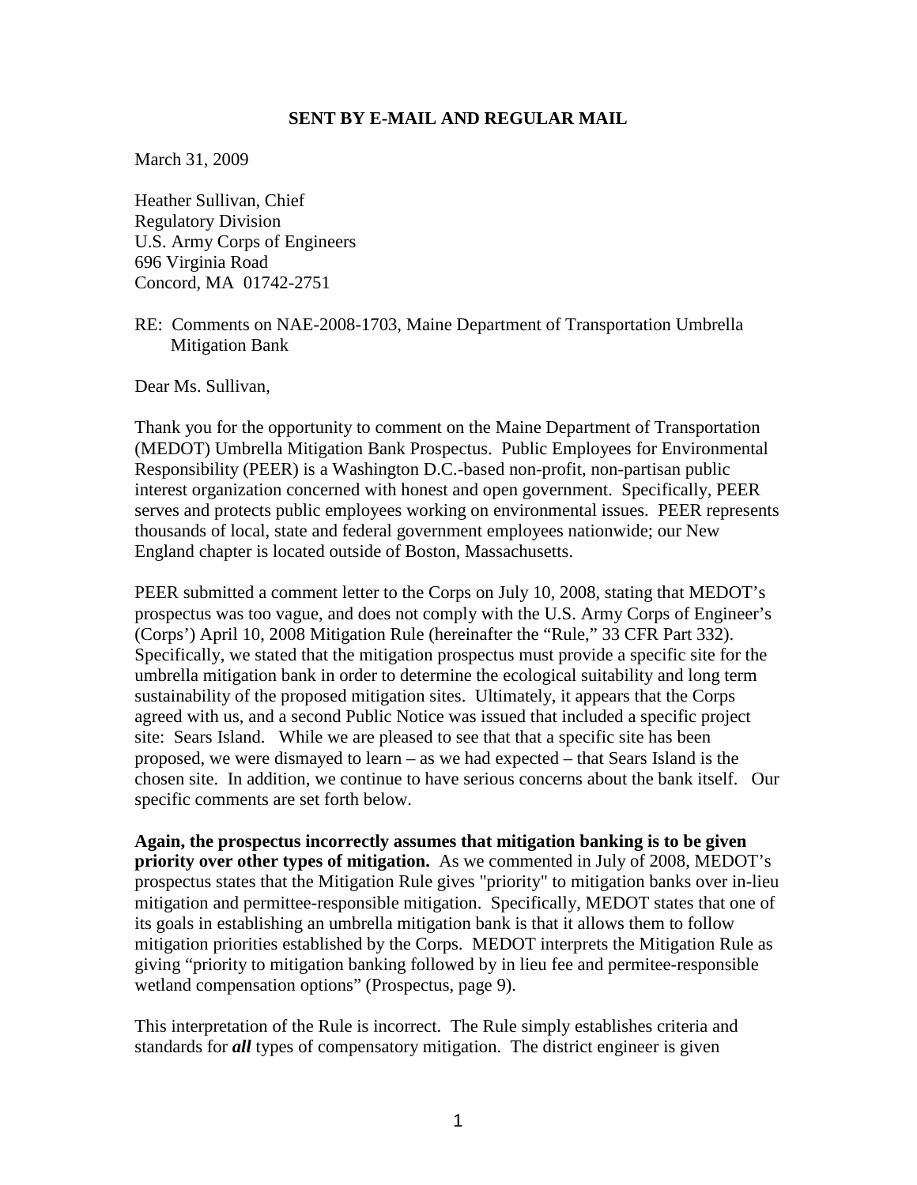**SENT BY E-MAIL AND REGULAR MAIL**

March 31, 2009

Heather Sullivan, Chief
Regulatory Division
U.S. Army Corps of Engineers
696 Virginia Road
Concord, MA 01742-2751

RE: Comments on NAE-2008-1703, Maine Department of Transportation Umbrella Mitigation Bank

Dear Ms. Sullivan,

Thank you for the opportunity to comment on the Maine Department of Transportation (MEDOT) Umbrella Mitigation Bank Prospectus. Public Employees for Environmental Responsibility (PEER) is a Washington D.C.-based non-profit, non-partisan public interest organization concerned with honest and open government. Specifically, PEER serves and protects public employees working on environmental issues. PEER represents thousands of local, state and federal government employees nationwide; our New England chapter is located outside of Boston, Massachusetts.

PEER submitted a comment letter to the Corps on July 10, 2008, stating that MEDOT's prospectus was too vague, and does not comply with the U.S. Army Corps of Engineer's (Corps') April 10, 2008 Mitigation Rule (hereinafter the "Rule," 33 CFR Part 332). Specifically, we stated that the mitigation prospectus must provide a specific site for the umbrella mitigation bank in order to determine the ecological suitability and long term sustainability of the proposed mitigation sites. Ultimately, it appears that the Corps agreed with us, and a second Public Notice was issued that included a specific project site: Sears Island. While we are pleased to see that that a specific site has been proposed, we were dismayed to learn – as we had expected – that Sears Island is the chosen site. In addition, we continue to have serious concerns about the bank itself. Our specific comments are set forth below.

**Again, the prospectus incorrectly assumes that mitigation banking is to be given priority over other types of mitigation.** As we commented in July of 2008, MEDOT's prospectus states that the Mitigation Rule gives "priority" to mitigation banks over in-lieu mitigation and permittee-responsible mitigation. Specifically, MEDOT states that one of its goals in establishing an umbrella mitigation bank is that it allows them to follow mitigation priorities established by the Corps. MEDOT interprets the Mitigation Rule as giving "priority to mitigation banking followed by in lieu fee and permitee-responsible wetland compensation options" (Prospectus, page 9).

This interpretation of the Rule is incorrect. The Rule simply establishes criteria and standards for ***all*** types of compensatory mitigation. The district engineer is given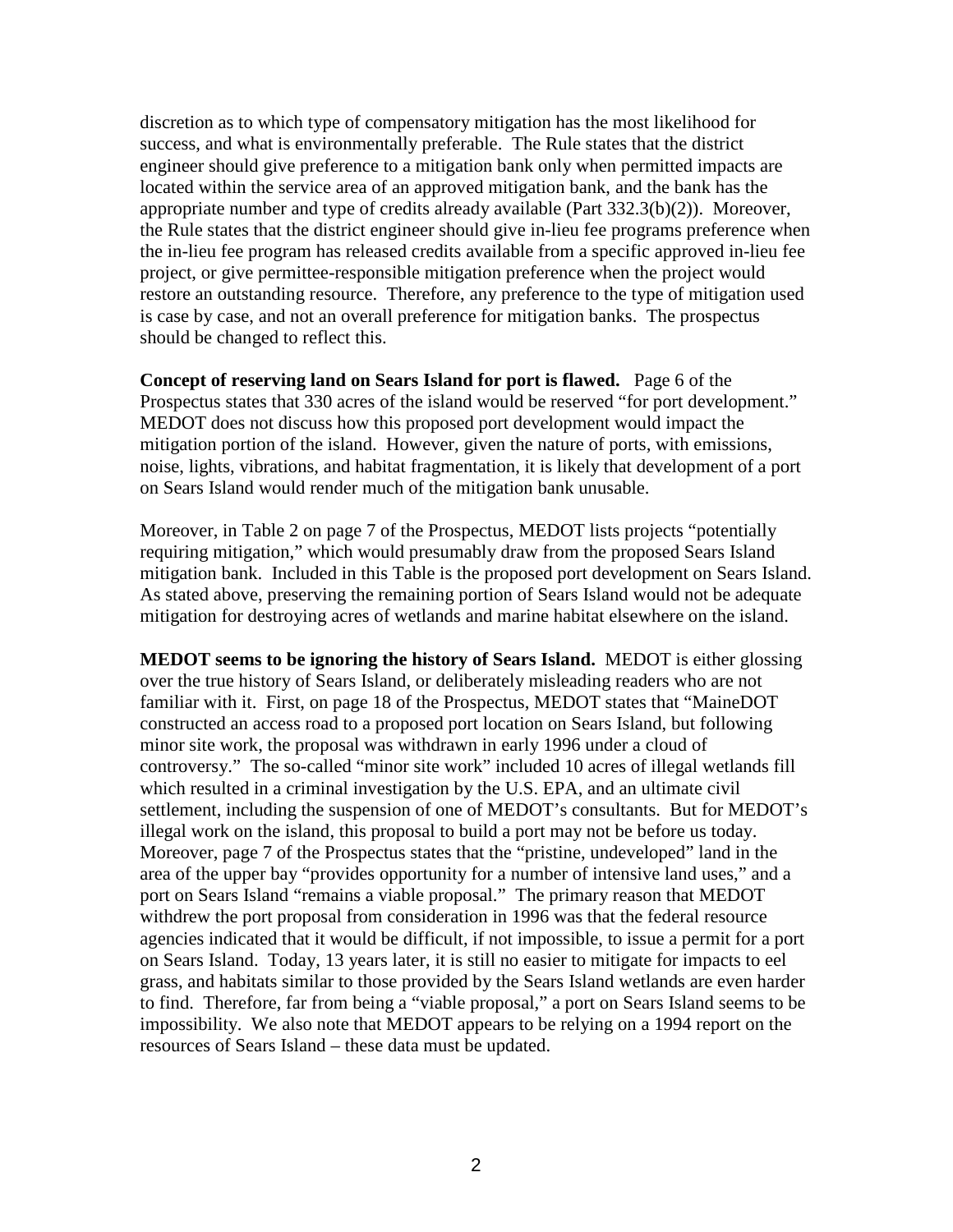discretion as to which type of compensatory mitigation has the most likelihood for success, and what is environmentally preferable. The Rule states that the district engineer should give preference to a mitigation bank only when permitted impacts are located within the service area of an approved mitigation bank, and the bank has the appropriate number and type of credits already available (Part 332.3(b)(2)). Moreover, the Rule states that the district engineer should give in-lieu fee programs preference when the in-lieu fee program has released credits available from a specific approved in-lieu fee project, or give permittee-responsible mitigation preference when the project would restore an outstanding resource. Therefore, any preference to the type of mitigation used is case by case, and not an overall preference for mitigation banks. The prospectus should be changed to reflect this.

**Concept of reserving land on Sears Island for port is flawed.** Page 6 of the Prospectus states that 330 acres of the island would be reserved "for port development." MEDOT does not discuss how this proposed port development would impact the mitigation portion of the island. However, given the nature of ports, with emissions, noise, lights, vibrations, and habitat fragmentation, it is likely that development of a port on Sears Island would render much of the mitigation bank unusable.

Moreover, in Table 2 on page 7 of the Prospectus, MEDOT lists projects "potentially requiring mitigation," which would presumably draw from the proposed Sears Island mitigation bank. Included in this Table is the proposed port development on Sears Island. As stated above, preserving the remaining portion of Sears Island would not be adequate mitigation for destroying acres of wetlands and marine habitat elsewhere on the island.

**MEDOT seems to be ignoring the history of Sears Island.** MEDOT is either glossing over the true history of Sears Island, or deliberately misleading readers who are not familiar with it. First, on page 18 of the Prospectus, MEDOT states that "MaineDOT constructed an access road to a proposed port location on Sears Island, but following minor site work, the proposal was withdrawn in early 1996 under a cloud of controversy." The so-called "minor site work" included 10 acres of illegal wetlands fill which resulted in a criminal investigation by the U.S. EPA, and an ultimate civil settlement, including the suspension of one of MEDOT's consultants. But for MEDOT's illegal work on the island, this proposal to build a port may not be before us today. Moreover, page 7 of the Prospectus states that the "pristine, undeveloped" land in the area of the upper bay "provides opportunity for a number of intensive land uses," and a port on Sears Island "remains a viable proposal." The primary reason that MEDOT withdrew the port proposal from consideration in 1996 was that the federal resource agencies indicated that it would be difficult, if not impossible, to issue a permit for a port on Sears Island. Today, 13 years later, it is still no easier to mitigate for impacts to eel grass, and habitats similar to those provided by the Sears Island wetlands are even harder to find. Therefore, far from being a "viable proposal," a port on Sears Island seems to be impossibility. We also note that MEDOT appears to be relying on a 1994 report on the resources of Sears Island – these data must be updated.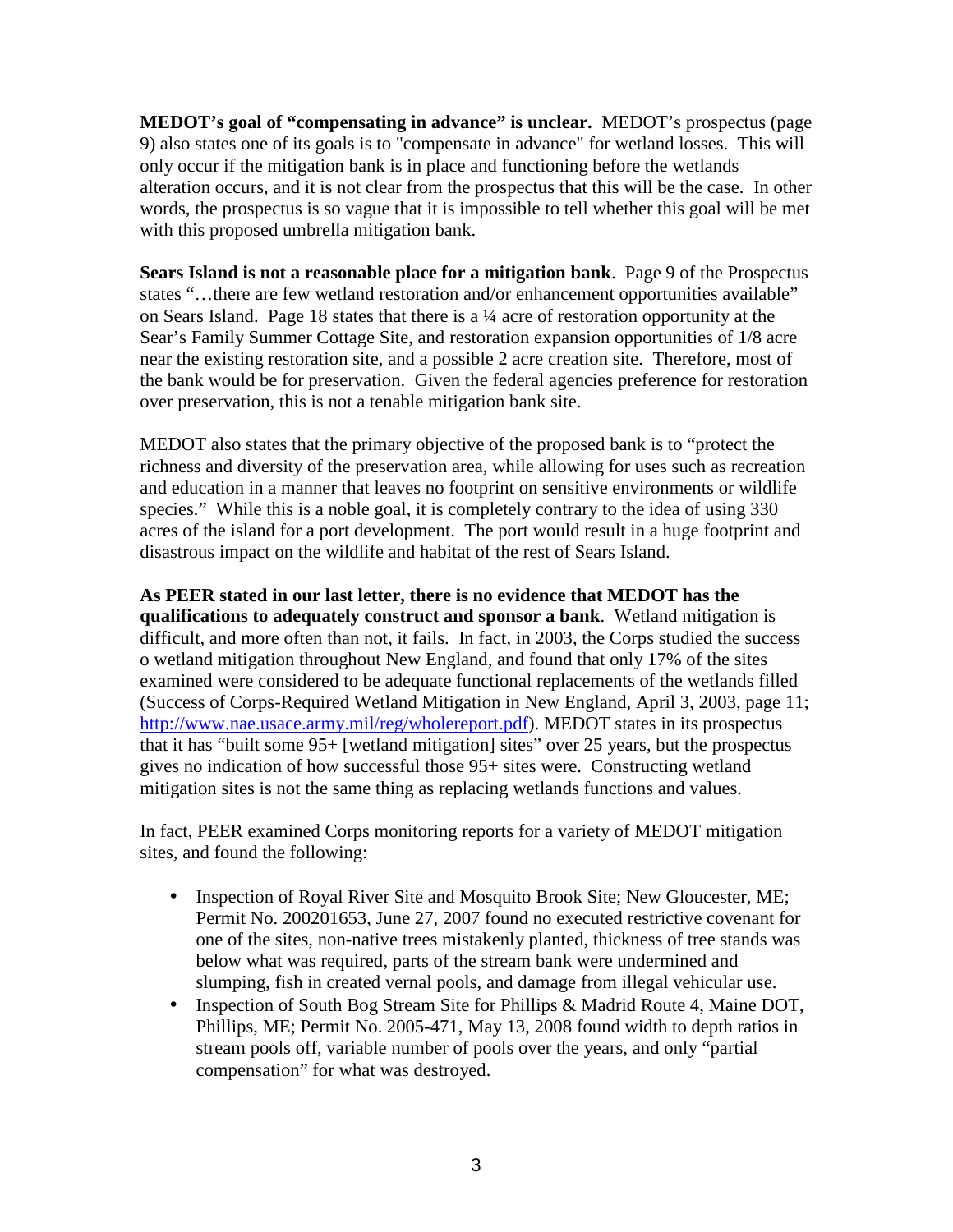**MEDOT's goal of "compensating in advance" is unclear.** MEDOT's prospectus (page 9) also states one of its goals is to "compensate in advance" for wetland losses. This will only occur if the mitigation bank is in place and functioning before the wetlands alteration occurs, and it is not clear from the prospectus that this will be the case. In other words, the prospectus is so vague that it is impossible to tell whether this goal will be met with this proposed umbrella mitigation bank.

**Sears Island is not a reasonable place for a mitigation bank**. Page 9 of the Prospectus states "…there are few wetland restoration and/or enhancement opportunities available" on Sears Island. Page 18 states that there is a ¼ acre of restoration opportunity at the Sear's Family Summer Cottage Site, and restoration expansion opportunities of 1/8 acre near the existing restoration site, and a possible 2 acre creation site. Therefore, most of the bank would be for preservation. Given the federal agencies preference for restoration over preservation, this is not a tenable mitigation bank site.

MEDOT also states that the primary objective of the proposed bank is to "protect the richness and diversity of the preservation area, while allowing for uses such as recreation and education in a manner that leaves no footprint on sensitive environments or wildlife species." While this is a noble goal, it is completely contrary to the idea of using 330 acres of the island for a port development. The port would result in a huge footprint and disastrous impact on the wildlife and habitat of the rest of Sears Island.

**As PEER stated in our last letter, there is no evidence that MEDOT has the qualifications to adequately construct and sponsor a bank**. Wetland mitigation is difficult, and more often than not, it fails. In fact, in 2003, the Corps studied the success o wetland mitigation throughout New England, and found that only 17% of the sites examined were considered to be adequate functional replacements of the wetlands filled (Success of Corps-Required Wetland Mitigation in New England, April 3, 2003, page 11; http://www.nae.usace.army.mil/reg/wholereport.pdf). MEDOT states in its prospectus that it has "built some 95+ [wetland mitigation] sites" over 25 years, but the prospectus gives no indication of how successful those 95+ sites were. Constructing wetland mitigation sites is not the same thing as replacing wetlands functions and values.

In fact, PEER examined Corps monitoring reports for a variety of MEDOT mitigation sites, and found the following:

- Inspection of Royal River Site and Mosquito Brook Site; New Gloucester, ME; Permit No. 200201653, June 27, 2007 found no executed restrictive covenant for one of the sites, non-native trees mistakenly planted, thickness of tree stands was below what was required, parts of the stream bank were undermined and slumping, fish in created vernal pools, and damage from illegal vehicular use.
- Inspection of South Bog Stream Site for Phillips & Madrid Route 4, Maine DOT, Phillips, ME; Permit No. 2005-471, May 13, 2008 found width to depth ratios in stream pools off, variable number of pools over the years, and only "partial compensation" for what was destroyed.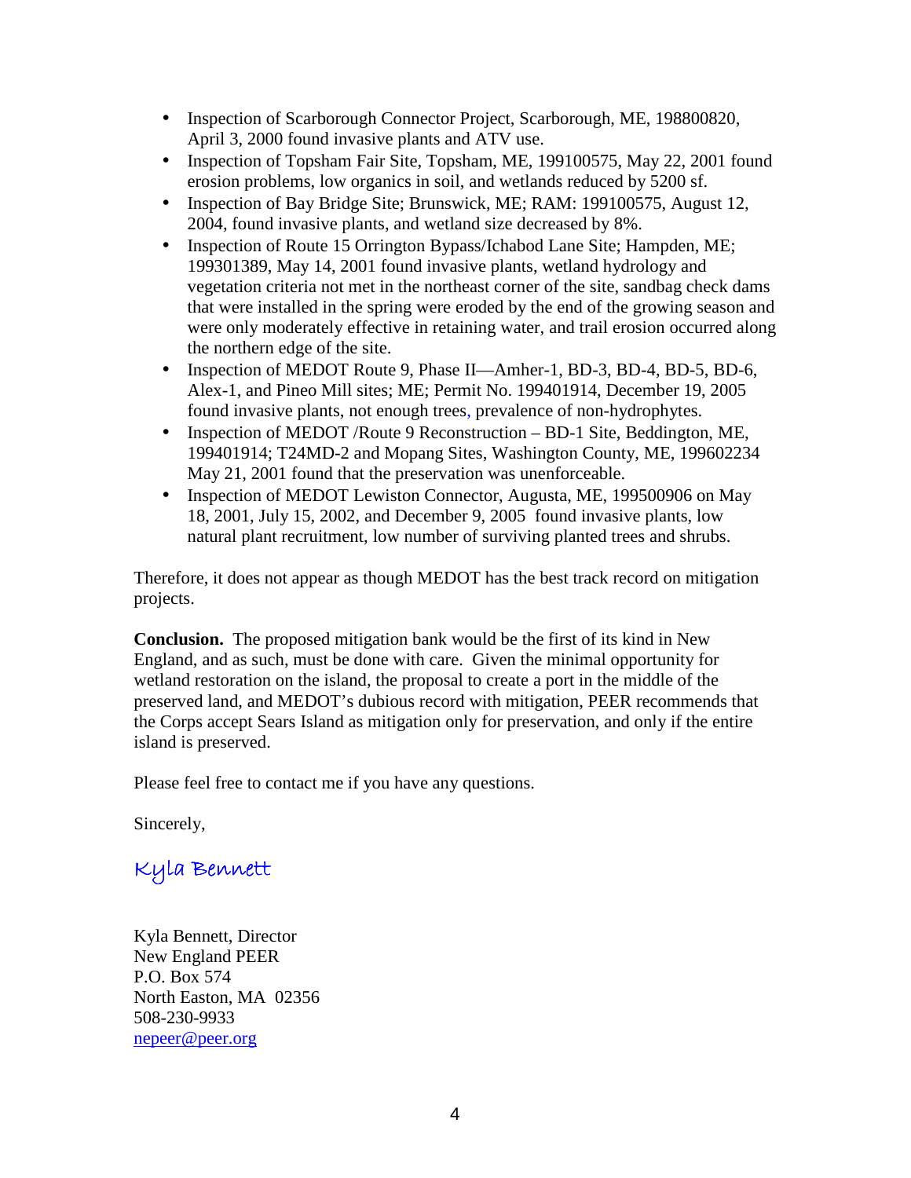- Inspection of Scarborough Connector Project, Scarborough, ME, 198800820, April 3, 2000 found invasive plants and ATV use.
- Inspection of Topsham Fair Site, Topsham, ME, 199100575, May 22, 2001 found erosion problems, low organics in soil, and wetlands reduced by 5200 sf.
- Inspection of Bay Bridge Site; Brunswick, ME; RAM: 199100575, August 12, 2004, found invasive plants, and wetland size decreased by 8%.
- Inspection of Route 15 Orrington Bypass/Ichabod Lane Site; Hampden, ME; 199301389, May 14, 2001 found invasive plants, wetland hydrology and vegetation criteria not met in the northeast corner of the site, sandbag check dams that were installed in the spring were eroded by the end of the growing season and were only moderately effective in retaining water, and trail erosion occurred along the northern edge of the site.
- Inspection of MEDOT Route 9, Phase II—Amher-1, BD-3, BD-4, BD-5, BD-6, Alex-1, and Pineo Mill sites; ME; Permit No. 199401914, December 19, 2005 found invasive plants, not enough trees, prevalence of non-hydrophytes.
- Inspection of MEDOT /Route 9 Reconstruction – BD-1 Site, Beddington, ME, 199401914; T24MD-2 and Mopang Sites, Washington County, ME, 199602234 May 21, 2001 found that the preservation was unenforceable.
- Inspection of MEDOT Lewiston Connector, Augusta, ME, 199500906 on May 18, 2001, July 15, 2002, and December 9, 2005 found invasive plants, low natural plant recruitment, low number of surviving planted trees and shrubs.

Therefore, it does not appear as though MEDOT has the best track record on mitigation projects.

**Conclusion.** The proposed mitigation bank would be the first of its kind in New England, and as such, must be done with care. Given the minimal opportunity for wetland restoration on the island, the proposal to create a port in the middle of the preserved land, and MEDOT's dubious record with mitigation, PEER recommends that the Corps accept Sears Island as mitigation only for preservation, and only if the entire island is preserved.

Please feel free to contact me if you have any questions.

Sincerely,

*Kyla Bennett*

Kyla Bennett, Director
New England PEER
P.O. Box 574
North Easton, MA 02356
508-230-9933
nepeer@peer.org